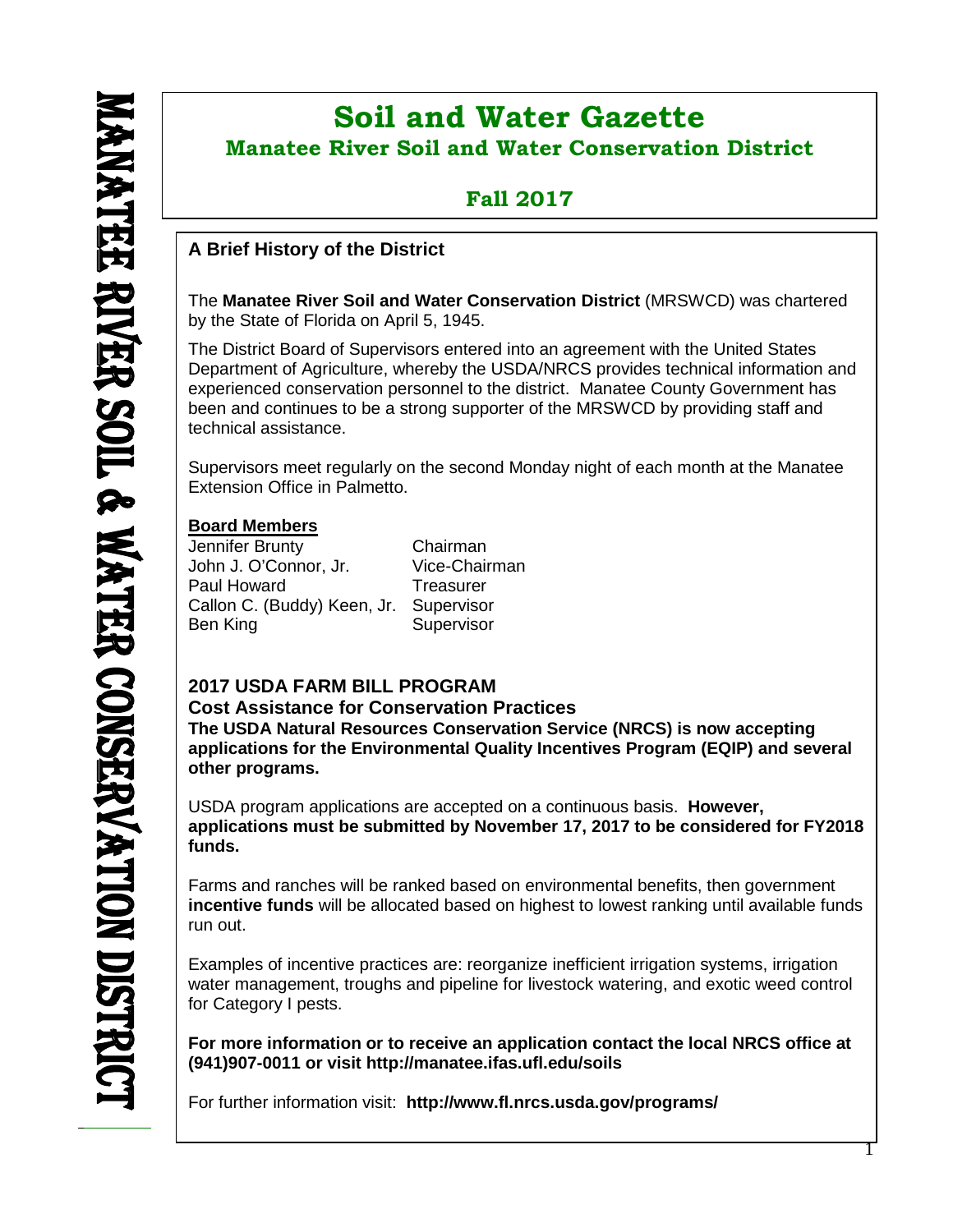# Soil and Water Gazette

## Manatee River Soil and Water Conservation District

## Fall 2017

MANATEE RIVER SOIL & WATER CONSERVATION DISTRICT

### A Brief History of the District

The **Manatee River Soil and Water Conservation District** (MRSWCD) was chartered by the State of Florida on April 5, 1945.

The District Board of Supervisors entered into an agreement with the United States Department of Agriculture, whereby the USDA/NRCS provides technical information and experienced conservation personnel to the district. Manatee County Government has been and continues to be a strong supporter of the MRSWCD by providing staff and technical assistance.

Supervisors meet regularly on the second Monday night of each month at the Manatee Extension Office in Palmetto.

**Board Members**

| | |
|---|---|
| Jennifer Brunty | Chairman |
| John J. O'Connor, Jr. | Vice-Chairman |
| Paul Howard | Treasurer |
| Callon C. (Buddy) Keen, Jr. | Supervisor |
| Ben King | Supervisor |

### 2017 USDA FARM BILL PROGRAM

**Cost Assistance for Conservation Practices**

**The USDA Natural Resources Conservation Service (NRCS) is now accepting applications for the Environmental Quality Incentives Program (EQIP) and several other programs.**

USDA program applications are accepted on a continuous basis. **However, applications must be submitted by November 17, 2017 to be considered for FY2018 funds.**

Farms and ranches will be ranked based on environmental benefits, then government **incentive funds** will be allocated based on highest to lowest ranking until available funds run out.

Examples of incentive practices are: reorganize inefficient irrigation systems, irrigation water management, troughs and pipeline for livestock watering, and exotic weed control for Category I pests.

**For more information or to receive an application contact the local NRCS office at (941)907-0011 or visit http://manatee.ifas.ufl.edu/soils**

For further information visit: **http://www.fl.nrcs.usda.gov/programs/**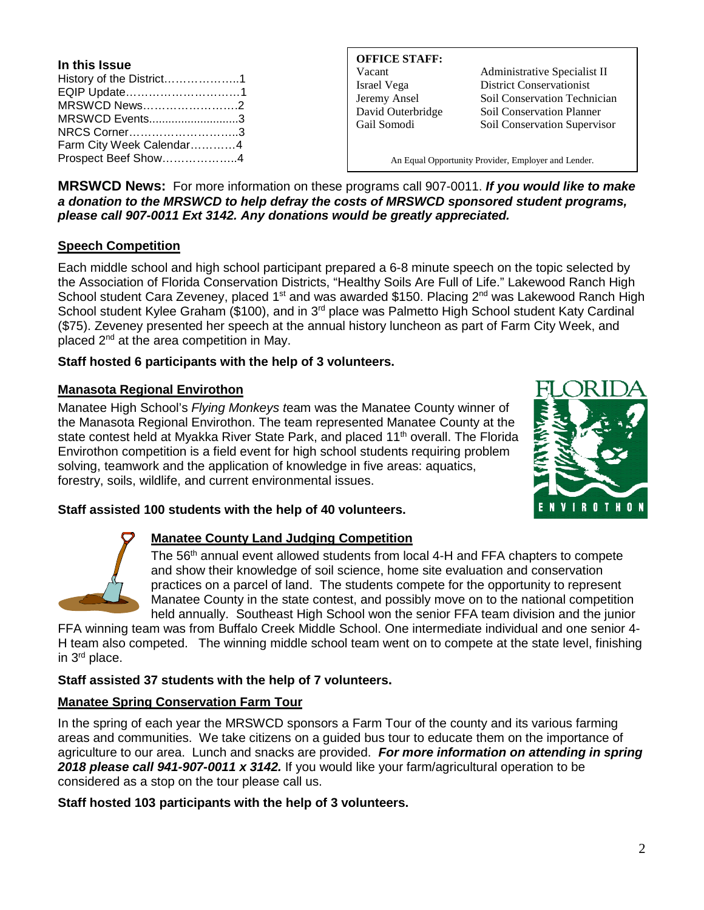**In this Issue**

History of the District……………….1
EQIP Update…………………………1
MRSWCD News…………………….2
MRSWCD Events...........................3
NRCS Corner………………………..3
Farm City Week Calendar…………4
Prospect Beef Show………………..4

**OFFICE STAFF:**

| | |
|---|---|
| Vacant | Administrative Specialist II |
| Israel Vega | District Conservationist |
| Jeremy Ansel | Soil Conservation Technician |
| David Outerbridge | Soil Conservation Planner |
| Gail Somodi | Soil Conservation Supervisor |

An Equal Opportunity Provider, Employer and Lender.

**MRSWCD News:** For more information on these programs call 907-0011. ***If you would like to make a donation to the MRSWCD to help defray the costs of MRSWCD sponsored student programs, please call 907-0011 Ext 3142. Any donations would be greatly appreciated.***

## Speech Competition

Each middle school and high school participant prepared a 6-8 minute speech on the topic selected by the Association of Florida Conservation Districts, "Healthy Soils Are Full of Life." Lakewood Ranch High School student Cara Zeveney, placed 1st and was awarded $150. Placing 2nd was Lakewood Ranch High School student Kylee Graham ($100), and in 3rd place was Palmetto High School student Katy Cardinal ($75). Zeveney presented her speech at the annual history luncheon as part of Farm City Week, and placed 2nd at the area competition in May.

**Staff hosted 6 participants with the help of 3 volunteers.**

## Manasota Regional Envirothon

Manatee High School's *Flying Monkeys t*eam was the Manatee County winner of the Manasota Regional Envirothon. The team represented Manatee County at the state contest held at Myakka River State Park, and placed 11th overall. The Florida Envirothon competition is a field event for high school students requiring problem solving, teamwork and the application of knowledge in five areas: aquatics, forestry, soils, wildlife, and current environmental issues.

**Staff assisted 100 students with the help of 40 volunteers.**

## Manatee County Land Judging Competition

The 56th annual event allowed students from local 4-H and FFA chapters to compete and show their knowledge of soil science, home site evaluation and conservation practices on a parcel of land. The students compete for the opportunity to represent Manatee County in the state contest, and possibly move on to the national competition held annually. Southeast High School won the senior FFA team division and the junior FFA winning team was from Buffalo Creek Middle School. One intermediate individual and one senior 4-H team also competed. The winning middle school team went on to compete at the state level, finishing in 3rd place.

**Staff assisted 37 students with the help of 7 volunteers.**

## Manatee Spring Conservation Farm Tour

In the spring of each year the MRSWCD sponsors a Farm Tour of the county and its various farming areas and communities. We take citizens on a guided bus tour to educate them on the importance of agriculture to our area. Lunch and snacks are provided. ***For more information on attending in spring 2018 please call 941-907-0011 x 3142.*** If you would like your farm/agricultural operation to be considered as a stop on the tour please call us.

**Staff hosted 103 participants with the help of 3 volunteers.**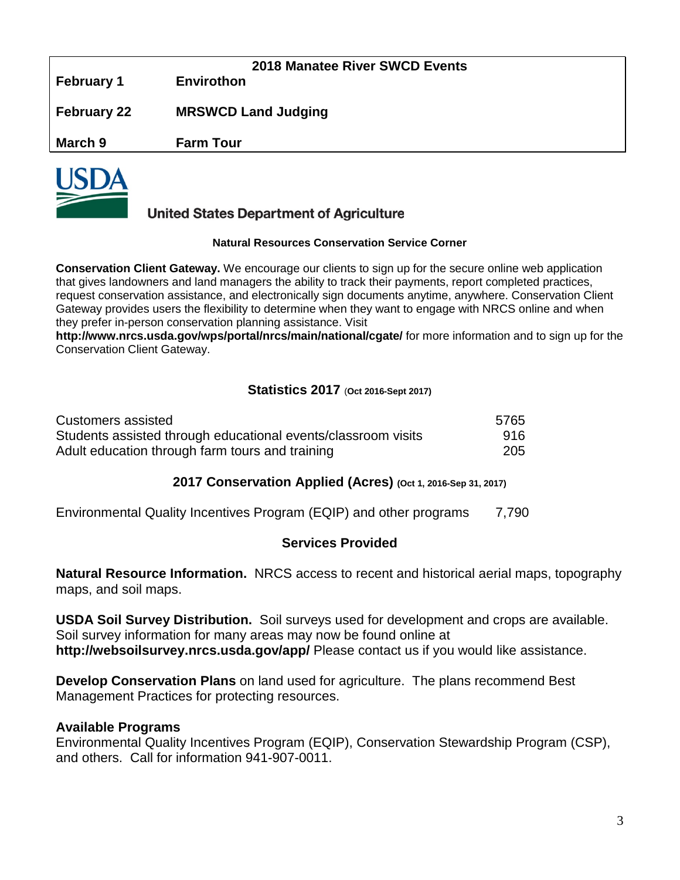## 2018 Manatee River SWCD Events

| | |
|---|---|
| **February 1** | **Envirothon** |
| **February 22** | **MRSWCD Land Judging** |
| **March 9** | **Farm Tour** |

United States Department of Agriculture

### Natural Resources Conservation Service Corner

**Conservation Client Gateway.** We encourage our clients to sign up for the secure online web application that gives landowners and land managers the ability to track their payments, report completed practices, request conservation assistance, and electronically sign documents anytime, anywhere. Conservation Client Gateway provides users the flexibility to determine when they want to engage with NRCS online and when they prefer in-person conservation planning assistance. Visit **http://www.nrcs.usda.gov/wps/portal/nrcs/main/national/cgate/** for more information and to sign up for the Conservation Client Gateway.

### Statistics 2017 (Oct 2016-Sept 2017)

| | |
|---|---|
| Customers assisted | 5765 |
| Students assisted through educational events/classroom visits | 916 |
| Adult education through farm tours and training | 205 |

### 2017 Conservation Applied (Acres) (Oct 1, 2016-Sep 31, 2017)

| | |
|---|---|
| Environmental Quality Incentives Program (EQIP) and other programs | 7,790 |

### Services Provided

**Natural Resource Information.** NRCS access to recent and historical aerial maps, topography maps, and soil maps.

**USDA Soil Survey Distribution.** Soil surveys used for development and crops are available. Soil survey information for many areas may now be found online at **http://websoilsurvey.nrcs.usda.gov/app/** Please contact us if you would like assistance.

**Develop Conservation Plans** on land used for agriculture. The plans recommend Best Management Practices for protecting resources.

**Available Programs**
Environmental Quality Incentives Program (EQIP), Conservation Stewardship Program (CSP), and others. Call for information 941-907-0011.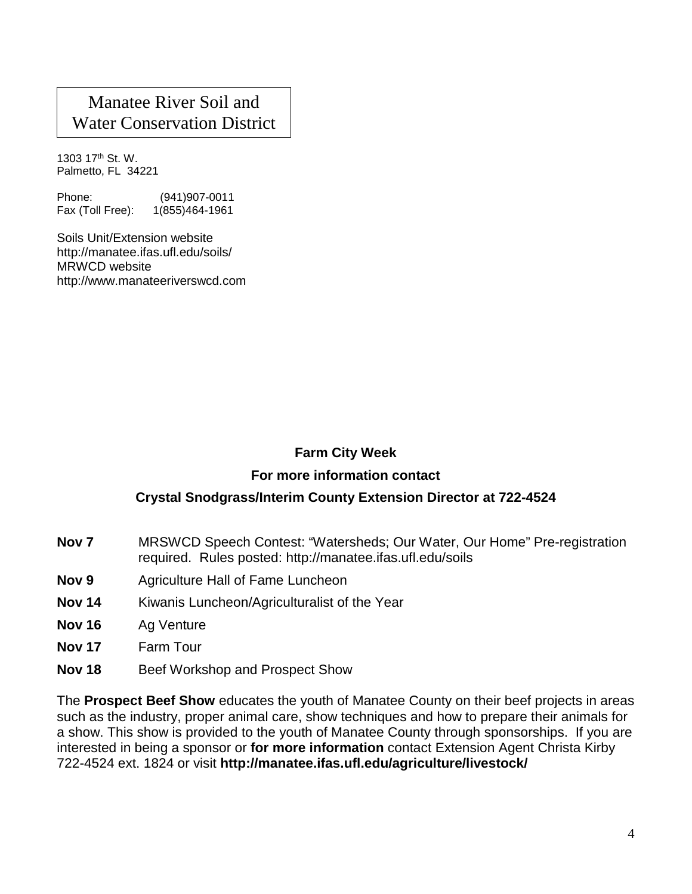## Manatee River Soil and Water Conservation District

1303 17th St. W.
Palmetto, FL 34221

Phone: (941)907-0011
Fax (Toll Free): 1(855)464-1961

Soils Unit/Extension website
http://manatee.ifas.ufl.edu/soils/
MRWCD website
http://www.manateeriverswcd.com

**Farm City Week**

**For more information contact**

**Crystal Snodgrass/Interim County Extension Director at 722-4524**

**Nov 7** MRSWCD Speech Contest: "Watersheds; Our Water, Our Home" Pre-registration required. Rules posted: http://manatee.ifas.ufl.edu/soils

**Nov 9** Agriculture Hall of Fame Luncheon

**Nov 14** Kiwanis Luncheon/Agriculturalist of the Year

**Nov 16** Ag Venture

**Nov 17** Farm Tour

**Nov 18** Beef Workshop and Prospect Show

The **Prospect Beef Show** educates the youth of Manatee County on their beef projects in areas such as the industry, proper animal care, show techniques and how to prepare their animals for a show. This show is provided to the youth of Manatee County through sponsorships. If you are interested in being a sponsor or **for more information** contact Extension Agent Christa Kirby 722-4524 ext. 1824 or visit **http://manatee.ifas.ufl.edu/agriculture/livestock/**